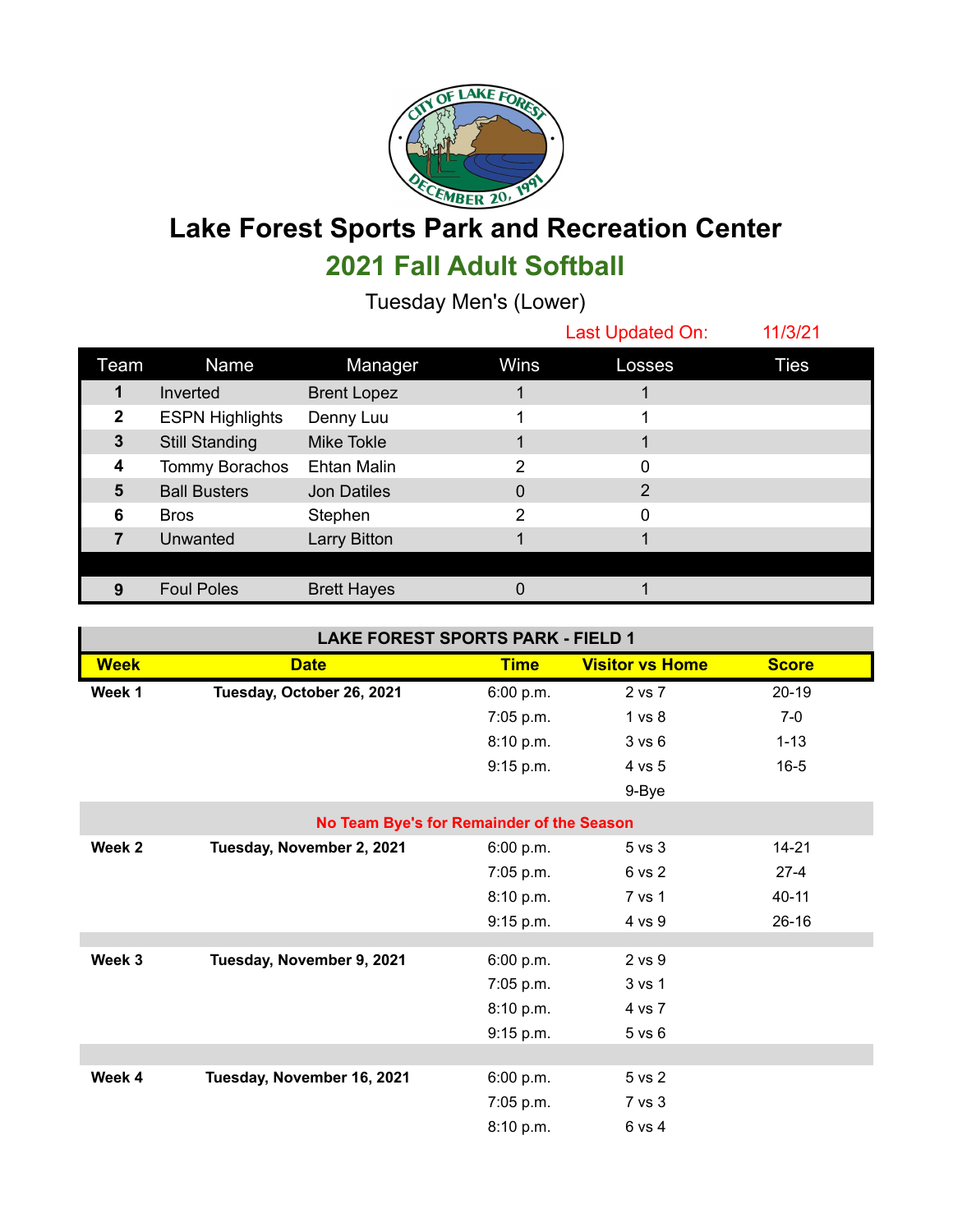# Lake Forest Sports Park and Recreation Center

## 2021 Fall Adult Softball

Tuesday Men's (Lower)

Last Updated On: 11/3/21

| Team | Name | Manager | Wins | Losses | Ties |
|---|---|---|---|---|---|
| 1 | Inverted | Brent Lopez | 1 | 1 | |
| 2 | ESPN Highlights | Denny Luu | 1 | 1 | |
| 3 | Still Standing | Mike Tokle | 1 | 1 | |
| 4 | Tommy Borachos | Ehtan Malin | 2 | 0 | |
| 5 | Ball Busters | Jon Datiles | 0 | 2 | |
| 6 | Bros | Stephen | 2 | 0 | |
| 7 | Unwanted | Larry Bitton | 1 | 1 | |
| | | | | | |
| 9 | Foul Poles | Brett Hayes | 0 | 1 | |

**LAKE FOREST SPORTS PARK - FIELD 1**

| Week | Date | Time | Visitor vs Home | Score |
|---|---|---|---|---|
| **Week 1** | **Tuesday, October 26, 2021** | 6:00 p.m. | 2 vs 7 | 20-19 |
| | | 7:05 p.m. | 1 vs 8 | 7-0 |
| | | 8:10 p.m. | 3 vs 6 | 1-13 |
| | | 9:15 p.m. | 4 vs 5 | 16-5 |
| | | | 9-Bye | |
| | **No Team Bye's for Remainder of the Season** | | | |
| **Week 2** | **Tuesday, November 2, 2021** | 6:00 p.m. | 5 vs 3 | 14-21 |
| | | 7:05 p.m. | 6 vs 2 | 27-4 |
| | | 8:10 p.m. | 7 vs 1 | 40-11 |
| | | 9:15 p.m. | 4 vs 9 | 26-16 |
| **Week 3** | **Tuesday, November 9, 2021** | 6:00 p.m. | 2 vs 9 | |
| | | 7:05 p.m. | 3 vs 1 | |
| | | 8:10 p.m. | 4 vs 7 | |
| | | 9:15 p.m. | 5 vs 6 | |
| **Week 4** | **Tuesday, November 16, 2021** | 6:00 p.m. | 5 vs 2 | |
| | | 7:05 p.m. | 7 vs 3 | |
| | | 8:10 p.m. | 6 vs 4 | |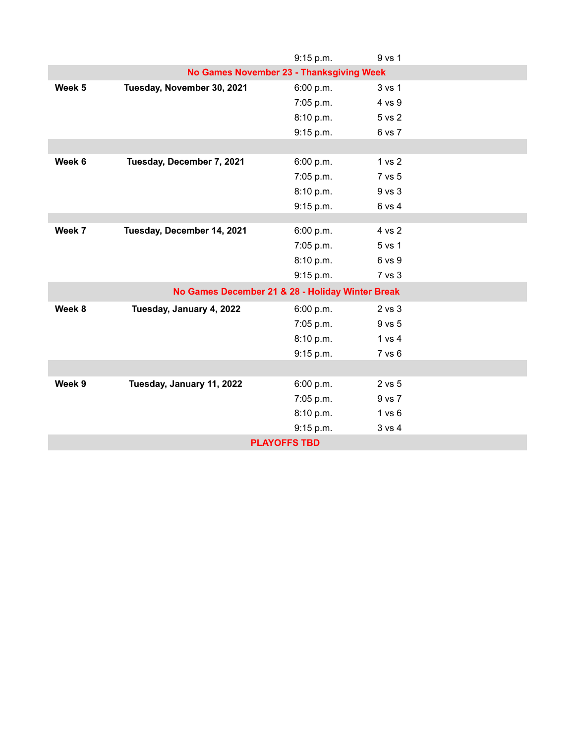| | | | |
|---|---|---|---|
| | | 9:15 p.m. | 9 vs 1 |
| **No Games November 23 - Thanksgiving Week** | | | |
| **Week 5** | **Tuesday, November 30, 2021** | 6:00 p.m. | 3 vs 1 |
| | | 7:05 p.m. | 4 vs 9 |
| | | 8:10 p.m. | 5 vs 2 |
| | | 9:15 p.m. | 6 vs 7 |
| | | | |
| **Week 6** | **Tuesday, December 7, 2021** | 6:00 p.m. | 1 vs 2 |
| | | 7:05 p.m. | 7 vs 5 |
| | | 8:10 p.m. | 9 vs 3 |
| | | 9:15 p.m. | 6 vs 4 |
| | | | |
| **Week 7** | **Tuesday, December 14, 2021** | 6:00 p.m. | 4 vs 2 |
| | | 7:05 p.m. | 5 vs 1 |
| | | 8:10 p.m. | 6 vs 9 |
| | | 9:15 p.m. | 7 vs 3 |
| **No Games December 21 & 28 - Holiday Winter Break** | | | |
| **Week 8** | **Tuesday, January 4, 2022** | 6:00 p.m. | 2 vs 3 |
| | | 7:05 p.m. | 9 vs 5 |
| | | 8:10 p.m. | 1 vs 4 |
| | | 9:15 p.m. | 7 vs 6 |
| | | | |
| **Week 9** | **Tuesday, January 11, 2022** | 6:00 p.m. | 2 vs 5 |
| | | 7:05 p.m. | 9 vs 7 |
| | | 8:10 p.m. | 1 vs 6 |
| | | 9:15 p.m. | 3 vs 4 |
| **PLAYOFFS TBD** | | | |